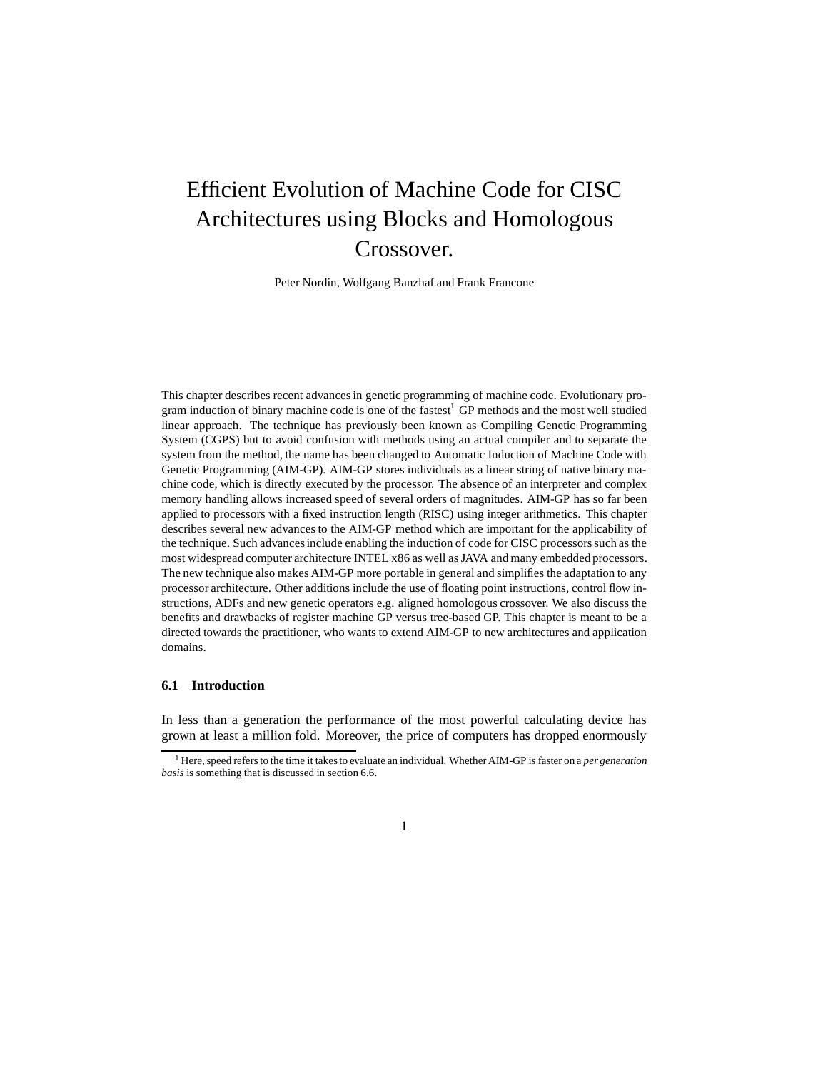# Efficient Evolution of Machine Code for CISC Architectures using Blocks and Homologous Crossover.

Peter Nordin, Wolfgang Banzhaf and Frank Francone

This chapter describes recent advances in genetic programming of machine code. Evolutionary program induction of binary machine code is one of the fastest[1] GP methods and the most well studied linear approach. The technique has previously been known as Compiling Genetic Programming System (CGPS) but to avoid confusion with methods using an actual compiler and to separate the system from the method, the name has been changed to Automatic Induction of Machine Code with Genetic Programming (AIM-GP). AIM-GP stores individuals as a linear string of native binary machine code, which is directly executed by the processor. The absence of an interpreter and complex memory handling allows increased speed of several orders of magnitudes. AIM-GP has so far been applied to processors with a fixed instruction length (RISC) using integer arithmetics. This chapter describes several new advances to the AIM-GP method which are important for the applicability of the technique. Such advances include enabling the induction of code for CISC processors such as the most widespread computer architecture INTEL x86 as well as JAVA and many embedded processors. The new technique also makes AIM-GP more portable in general and simplifies the adaptation to any processor architecture. Other additions include the use of floating point instructions, control flow instructions, ADFs and new genetic operators e.g. aligned homologous crossover. We also discuss the benefits and drawbacks of register machine GP versus tree-based GP. This chapter is meant to be a directed towards the practitioner, who wants to extend AIM-GP to new architectures and application domains.

## 6.1 Introduction

In less than a generation the performance of the most powerful calculating device has grown at least a million fold. Moreover, the price of computers has dropped enormously

[1] Here, speed refers to the time it takes to evaluate an individual. Whether AIM-GP is faster on a *per generation basis* is something that is discussed in section 6.6.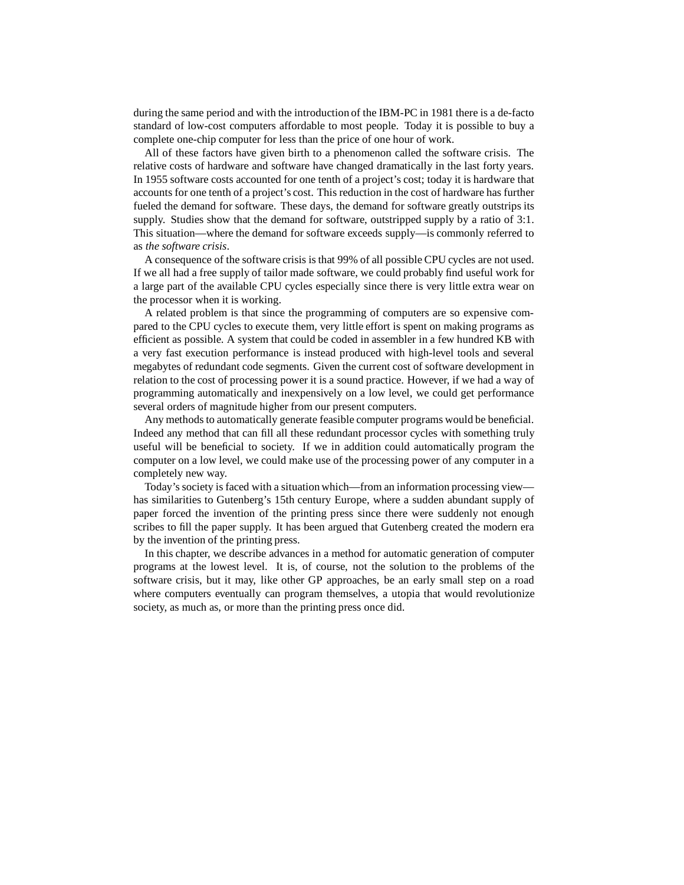during the same period and with the introduction of the IBM-PC in 1981 there is a de-facto standard of low-cost computers affordable to most people. Today it is possible to buy a complete one-chip computer for less than the price of one hour of work.

All of these factors have given birth to a phenomenon called the software crisis. The relative costs of hardware and software have changed dramatically in the last forty years. In 1955 software costs accounted for one tenth of a project's cost; today it is hardware that accounts for one tenth of a project's cost. This reduction in the cost of hardware has further fueled the demand for software. These days, the demand for software greatly outstrips its supply. Studies show that the demand for software, outstripped supply by a ratio of 3:1. This situation—where the demand for software exceeds supply—is commonly referred to as *the software crisis*.

A consequence of the software crisis is that 99% of all possible CPU cycles are not used. If we all had a free supply of tailor made software, we could probably find useful work for a large part of the available CPU cycles especially since there is very little extra wear on the processor when it is working.

A related problem is that since the programming of computers are so expensive compared to the CPU cycles to execute them, very little effort is spent on making programs as efficient as possible. A system that could be coded in assembler in a few hundred KB with a very fast execution performance is instead produced with high-level tools and several megabytes of redundant code segments. Given the current cost of software development in relation to the cost of processing power it is a sound practice. However, if we had a way of programming automatically and inexpensively on a low level, we could get performance several orders of magnitude higher from our present computers.

Any methods to automatically generate feasible computer programs would be beneficial. Indeed any method that can fill all these redundant processor cycles with something truly useful will be beneficial to society. If we in addition could automatically program the computer on a low level, we could make use of the processing power of any computer in a completely new way.

Today's society is faced with a situation which—from an information processing view—has similarities to Gutenberg's 15th century Europe, where a sudden abundant supply of paper forced the invention of the printing press since there were suddenly not enough scribes to fill the paper supply. It has been argued that Gutenberg created the modern era by the invention of the printing press.

In this chapter, we describe advances in a method for automatic generation of computer programs at the lowest level. It is, of course, not the solution to the problems of the software crisis, but it may, like other GP approaches, be an early small step on a road where computers eventually can program themselves, a utopia that would revolutionize society, as much as, or more than the printing press once did.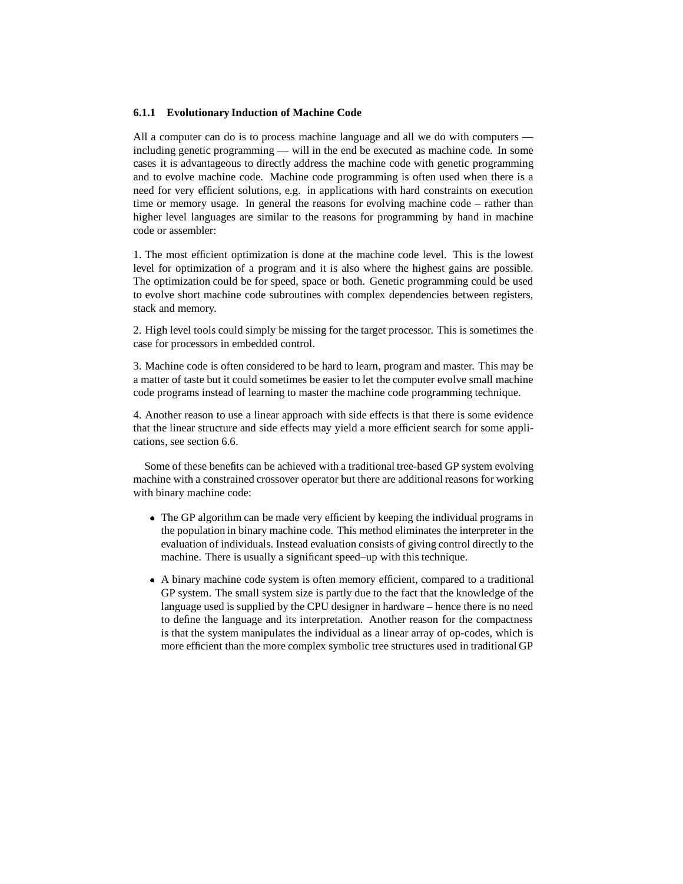### 6.1.1 Evolutionary Induction of Machine Code

All a computer can do is to process machine language and all we do with computers — including genetic programming — will in the end be executed as machine code. In some cases it is advantageous to directly address the machine code with genetic programming and to evolve machine code. Machine code programming is often used when there is a need for very efficient solutions, e.g. in applications with hard constraints on execution time or memory usage. In general the reasons for evolving machine code – rather than higher level languages are similar to the reasons for programming by hand in machine code or assembler:

1. The most efficient optimization is done at the machine code level. This is the lowest level for optimization of a program and it is also where the highest gains are possible. The optimization could be for speed, space or both. Genetic programming could be used to evolve short machine code subroutines with complex dependencies between registers, stack and memory.

2. High level tools could simply be missing for the target processor. This is sometimes the case for processors in embedded control.

3. Machine code is often considered to be hard to learn, program and master. This may be a matter of taste but it could sometimes be easier to let the computer evolve small machine code programs instead of learning to master the machine code programming technique.

4. Another reason to use a linear approach with side effects is that there is some evidence that the linear structure and side effects may yield a more efficient search for some applications, see section 6.6.

Some of these benefits can be achieved with a traditional tree-based GP system evolving machine with a constrained crossover operator but there are additional reasons for working with binary machine code:

- The GP algorithm can be made very efficient by keeping the individual programs in the population in binary machine code. This method eliminates the interpreter in the evaluation of individuals. Instead evaluation consists of giving control directly to the machine. There is usually a significant speed–up with this technique.
- A binary machine code system is often memory efficient, compared to a traditional GP system. The small system size is partly due to the fact that the knowledge of the language used is supplied by the CPU designer in hardware – hence there is no need to define the language and its interpretation. Another reason for the compactness is that the system manipulates the individual as a linear array of op-codes, which is more efficient than the more complex symbolic tree structures used in traditional GP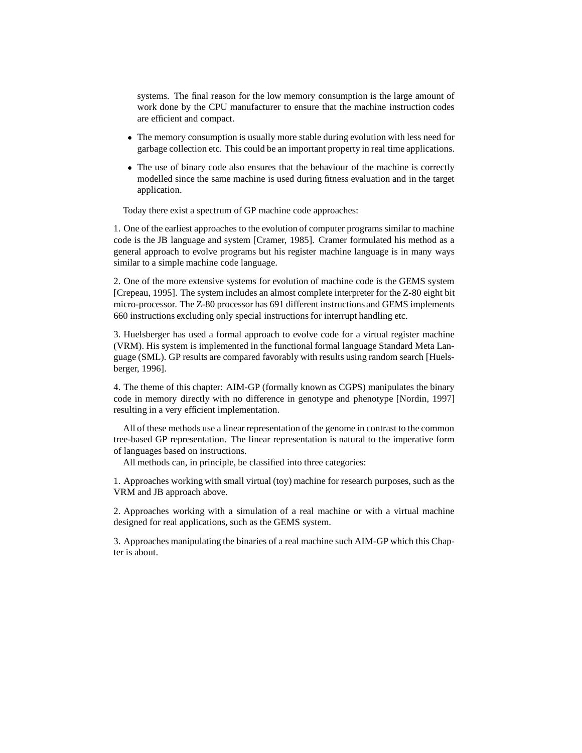systems. The final reason for the low memory consumption is the large amount of work done by the CPU manufacturer to ensure that the machine instruction codes are efficient and compact.

- The memory consumption is usually more stable during evolution with less need for garbage collection etc. This could be an important property in real time applications.
- The use of binary code also ensures that the behaviour of the machine is correctly modelled since the same machine is used during fitness evaluation and in the target application.

Today there exist a spectrum of GP machine code approaches:

1. One of the earliest approaches to the evolution of computer programs similar to machine code is the JB language and system [Cramer, 1985]. Cramer formulated his method as a general approach to evolve programs but his register machine language is in many ways similar to a simple machine code language.

2. One of the more extensive systems for evolution of machine code is the GEMS system [Crepeau, 1995]. The system includes an almost complete interpreter for the Z-80 eight bit micro-processor. The Z-80 processor has 691 different instructions and GEMS implements 660 instructions excluding only special instructions for interrupt handling etc.

3. Huelsberger has used a formal approach to evolve code for a virtual register machine (VRM). His system is implemented in the functional formal language Standard Meta Language (SML). GP results are compared favorably with results using random search [Huelsberger, 1996].

4. The theme of this chapter: AIM-GP (formally known as CGPS) manipulates the binary code in memory directly with no difference in genotype and phenotype [Nordin, 1997] resulting in a very efficient implementation.

All of these methods use a linear representation of the genome in contrast to the common tree-based GP representation. The linear representation is natural to the imperative form of languages based on instructions.

All methods can, in principle, be classified into three categories:

1. Approaches working with small virtual (toy) machine for research purposes, such as the VRM and JB approach above.

2. Approaches working with a simulation of a real machine or with a virtual machine designed for real applications, such as the GEMS system.

3. Approaches manipulating the binaries of a real machine such AIM-GP which this Chapter is about.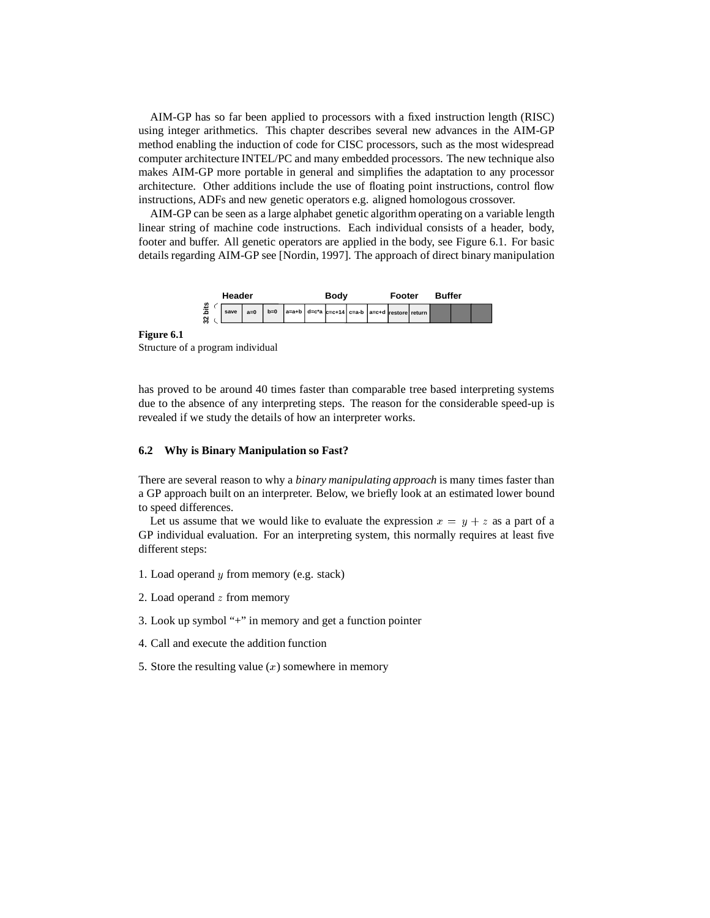AIM-GP has so far been applied to processors with a fixed instruction length (RISC) using integer arithmetics. This chapter describes several new advances in the AIM-GP method enabling the induction of code for CISC processors, such as the most widespread computer architecture INTEL/PC and many embedded processors. The new technique also makes AIM-GP more portable in general and simplifies the adaptation to any processor architecture. Other additions include the use of floating point instructions, control flow instructions, ADFs and new genetic operators e.g. aligned homologous crossover.

AIM-GP can be seen as a large alphabet genetic algorithm operating on a variable length linear string of machine code instructions. Each individual consists of a header, body, footer and buffer. All genetic operators are applied in the body, see Figure 6.1. For basic details regarding AIM-GP see [Nordin, 1997]. The approach of direct binary manipulation

| Header | | | Body | | | | | Footer | | Buffer | | |
|---|---|---|---|---|---|---|---|---|---|---|---|---|
| save | a=0 | b=0 | a=a+b | d=c*a | c=c+14 | c=a-b | a=c+d | restore | return | | | |

(32 bits)

**Figure 6.1**
Structure of a program individual

has proved to be around 40 times faster than comparable tree based interpreting systems due to the absence of any interpreting steps. The reason for the considerable speed-up is revealed if we study the details of how an interpreter works.

## 6.2 Why is Binary Manipulation so Fast?

There are several reason to why a *binary manipulating approach* is many times faster than a GP approach built on an interpreter. Below, we briefly look at an estimated lower bound to speed differences.

Let us assume that we would like to evaluate the expression $x = y + z$ as a part of a GP individual evaluation. For an interpreting system, this normally requires at least five different steps:

1. Load operand $y$ from memory (e.g. stack)
2. Load operand $z$ from memory
3. Look up symbol "+" in memory and get a function pointer
4. Call and execute the addition function
5. Store the resulting value ($x$) somewhere in memory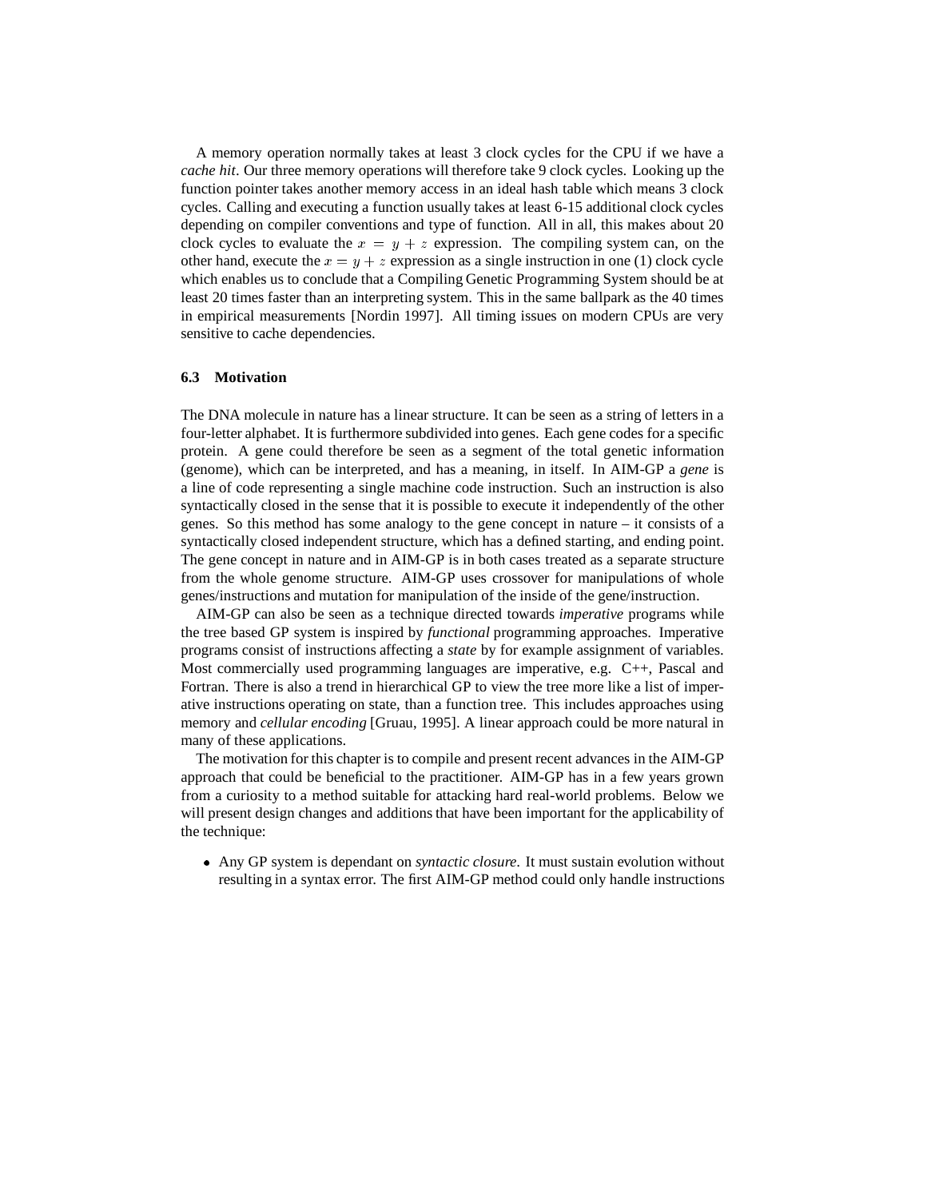A memory operation normally takes at least 3 clock cycles for the CPU if we have a *cache hit*. Our three memory operations will therefore take 9 clock cycles. Looking up the function pointer takes another memory access in an ideal hash table which means 3 clock cycles. Calling and executing a function usually takes at least 6-15 additional clock cycles depending on compiler conventions and type of function. All in all, this makes about 20 clock cycles to evaluate the $x = y + z$ expression. The compiling system can, on the other hand, execute the $x = y + z$ expression as a single instruction in one (1) clock cycle which enables us to conclude that a Compiling Genetic Programming System should be at least 20 times faster than an interpreting system. This in the same ballpark as the 40 times in empirical measurements [Nordin 1997]. All timing issues on modern CPUs are very sensitive to cache dependencies.

### 6.3 Motivation

The DNA molecule in nature has a linear structure. It can be seen as a string of letters in a four-letter alphabet. It is furthermore subdivided into genes. Each gene codes for a specific protein. A gene could therefore be seen as a segment of the total genetic information (genome), which can be interpreted, and has a meaning, in itself. In AIM-GP a *gene* is a line of code representing a single machine code instruction. Such an instruction is also syntactically closed in the sense that it is possible to execute it independently of the other genes. So this method has some analogy to the gene concept in nature – it consists of a syntactically closed independent structure, which has a defined starting, and ending point. The gene concept in nature and in AIM-GP is in both cases treated as a separate structure from the whole genome structure. AIM-GP uses crossover for manipulations of whole genes/instructions and mutation for manipulation of the inside of the gene/instruction.

AIM-GP can also be seen as a technique directed towards *imperative* programs while the tree based GP system is inspired by *functional* programming approaches. Imperative programs consist of instructions affecting a *state* by for example assignment of variables. Most commercially used programming languages are imperative, e.g. C++, Pascal and Fortran. There is also a trend in hierarchical GP to view the tree more like a list of imperative instructions operating on state, than a function tree. This includes approaches using memory and *cellular encoding* [Gruau, 1995]. A linear approach could be more natural in many of these applications.

The motivation for this chapter is to compile and present recent advances in the AIM-GP approach that could be beneficial to the practitioner. AIM-GP has in a few years grown from a curiosity to a method suitable for attacking hard real-world problems. Below we will present design changes and additions that have been important for the applicability of the technique:

- Any GP system is dependant on *syntactic closure*. It must sustain evolution without resulting in a syntax error. The first AIM-GP method could only handle instructions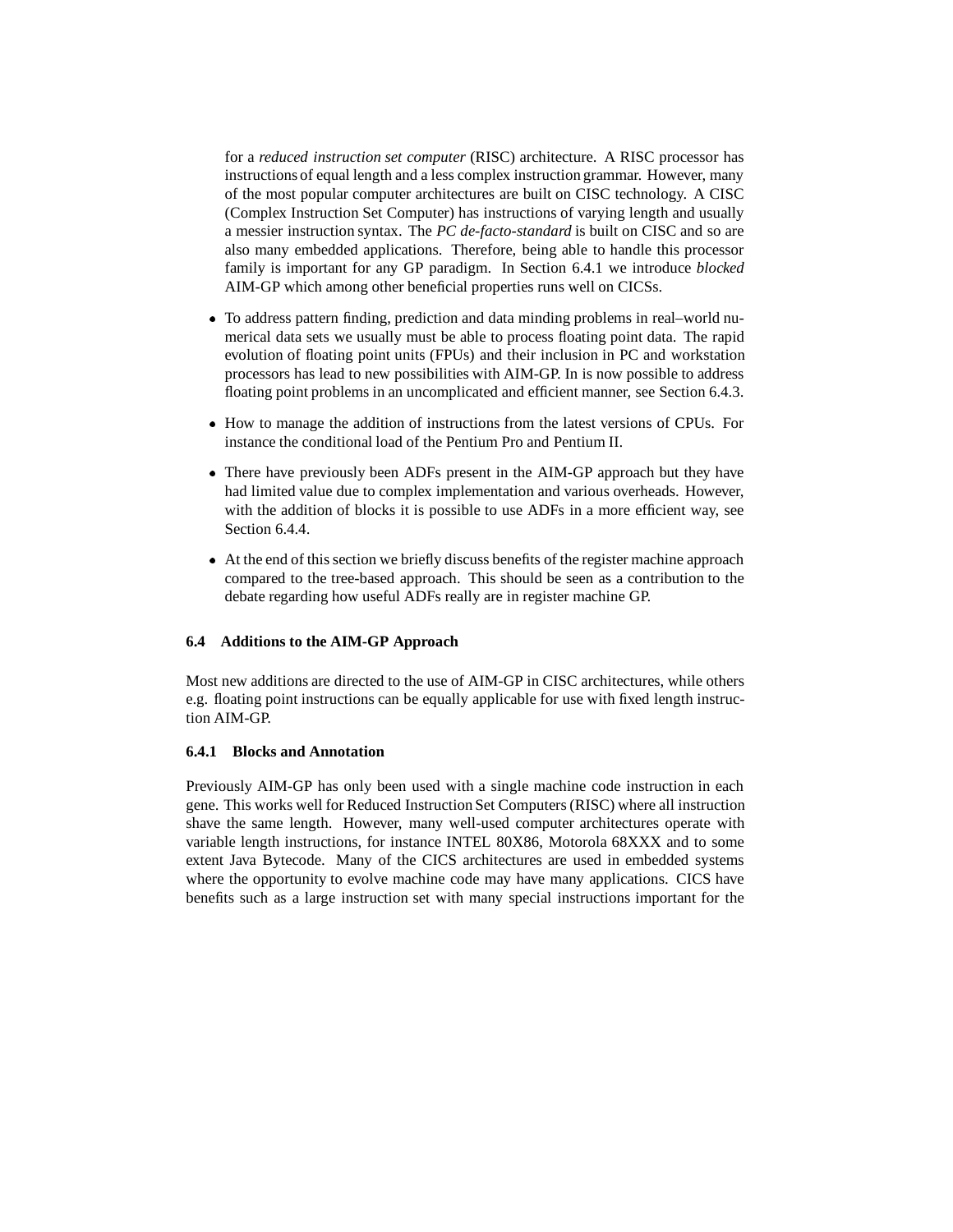for a *reduced instruction set computer* (RISC) architecture. A RISC processor has instructions of equal length and a less complex instruction grammar. However, many of the most popular computer architectures are built on CISC technology. A CISC (Complex Instruction Set Computer) has instructions of varying length and usually a messier instruction syntax. The *PC de-facto-standard* is built on CISC and so are also many embedded applications. Therefore, being able to handle this processor family is important for any GP paradigm. In Section 6.4.1 we introduce *blocked* AIM-GP which among other beneficial properties runs well on CICSs.

- To address pattern finding, prediction and data minding problems in real–world numerical data sets we usually must be able to process floating point data. The rapid evolution of floating point units (FPUs) and their inclusion in PC and workstation processors has lead to new possibilities with AIM-GP. In is now possible to address floating point problems in an uncomplicated and efficient manner, see Section 6.4.3.
- How to manage the addition of instructions from the latest versions of CPUs. For instance the conditional load of the Pentium Pro and Pentium II.
- There have previously been ADFs present in the AIM-GP approach but they have had limited value due to complex implementation and various overheads. However, with the addition of blocks it is possible to use ADFs in a more efficient way, see Section 6.4.4.
- At the end of this section we briefly discuss benefits of the register machine approach compared to the tree-based approach. This should be seen as a contribution to the debate regarding how useful ADFs really are in register machine GP.

### 6.4 Additions to the AIM-GP Approach

Most new additions are directed to the use of AIM-GP in CISC architectures, while others e.g. floating point instructions can be equally applicable for use with fixed length instruction AIM-GP.

#### 6.4.1 Blocks and Annotation

Previously AIM-GP has only been used with a single machine code instruction in each gene. This works well for Reduced Instruction Set Computers (RISC) where all instruction shave the same length. However, many well-used computer architectures operate with variable length instructions, for instance INTEL 80X86, Motorola 68XXX and to some extent Java Bytecode. Many of the CICS architectures are used in embedded systems where the opportunity to evolve machine code may have many applications. CICS have benefits such as a large instruction set with many special instructions important for the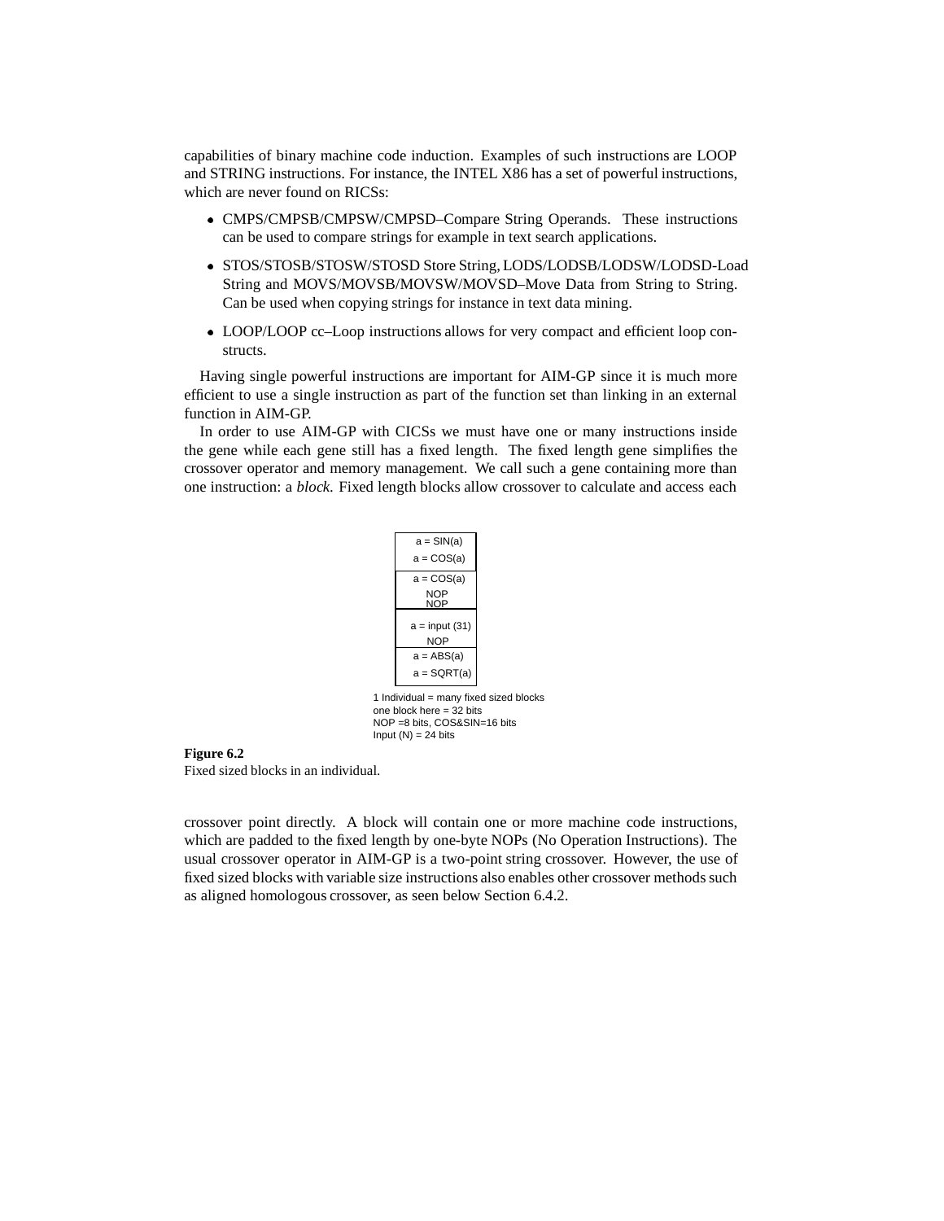capabilities of binary machine code induction. Examples of such instructions are LOOP and STRING instructions. For instance, the INTEL X86 has a set of powerful instructions, which are never found on RICSs:

- CMPS/CMPSB/CMPSW/CMPSD–Compare String Operands. These instructions can be used to compare strings for example in text search applications.
- STOS/STOSB/STOSW/STOSD Store String, LODS/LODSB/LODSW/LODSD-Load String and MOVS/MOVSB/MOVSW/MOVSD–Move Data from String to String. Can be used when copying strings for instance in text data mining.
- LOOP/LOOP cc–Loop instructions allows for very compact and efficient loop constructs.

Having single powerful instructions are important for AIM-GP since it is much more efficient to use a single instruction as part of the function set than linking in an external function in AIM-GP.

In order to use AIM-GP with CICSs we must have one or many instructions inside the gene while each gene still has a fixed length. The fixed length gene simplifies the crossover operator and memory management. We call such a gene containing more than one instruction: a *block*. Fixed length blocks allow crossover to calculate and access each

| |
|---|
| a = SIN(a)<br>a = COS(a) |
| a = COS(a)<br>NOP<br>NOP |
| a = input (31)<br>NOP |
| a = ABS(a)<br>a = SQRT(a) |

1 Individual = many fixed sized blocks
one block here = 32 bits
NOP =8 bits, COS&SIN=16 bits
Input (N) = 24 bits

**Figure 6.2**
Fixed sized blocks in an individual.

crossover point directly. A block will contain one or more machine code instructions, which are padded to the fixed length by one-byte NOPs (No Operation Instructions). The usual crossover operator in AIM-GP is a two-point string crossover. However, the use of fixed sized blocks with variable size instructions also enables other crossover methods such as aligned homologous crossover, as seen below Section 6.4.2.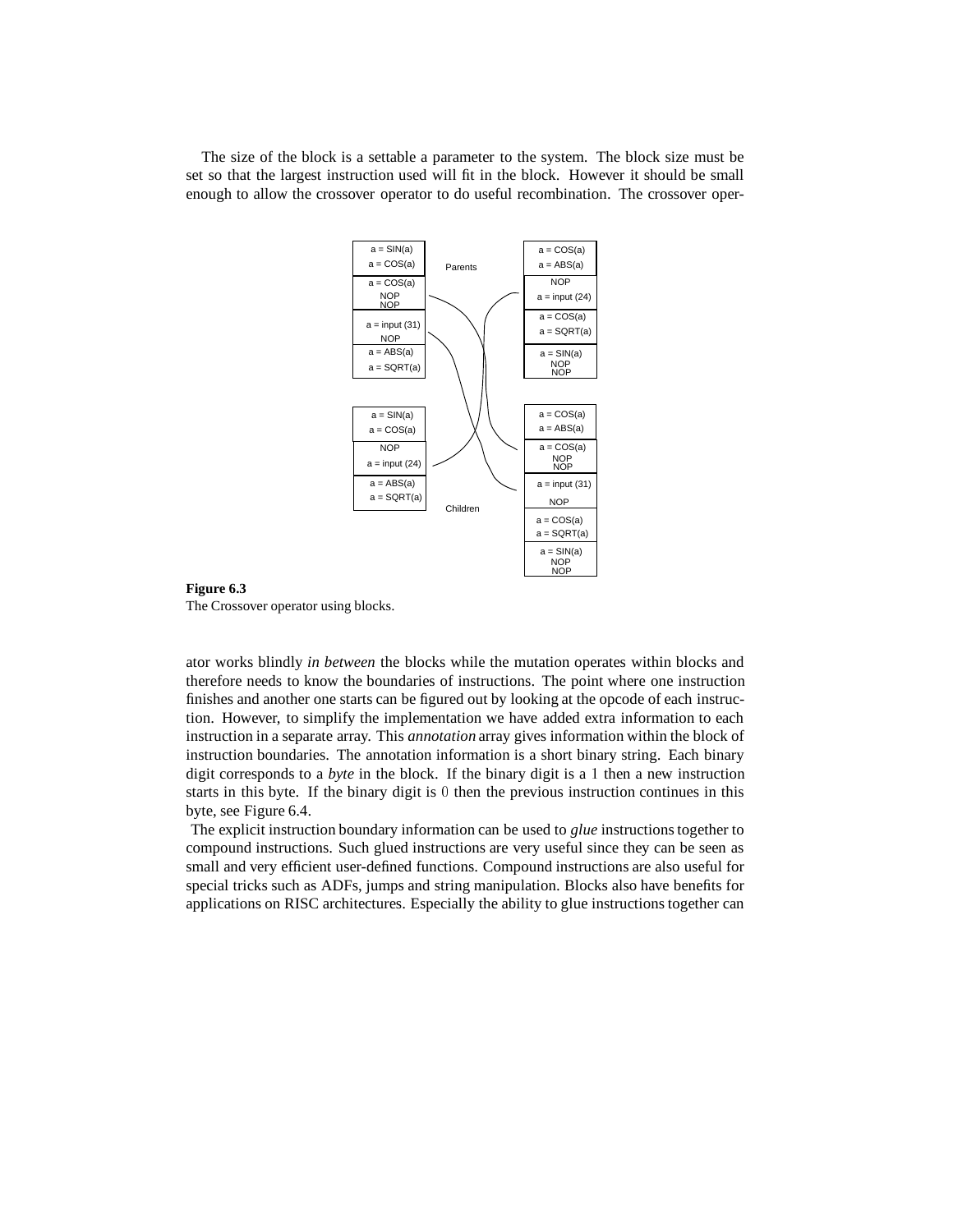The size of the block is a settable a parameter to the system. The block size must be set so that the largest instruction used will fit in the block. However it should be small enough to allow the crossover operator to do useful recombination. The crossover operator works blindly *in between* the blocks while the mutation operates within blocks and therefore needs to know the boundaries of instructions. The point where one instruction finishes and another one starts can be figured out by looking at the opcode of each instruction. However, to simplify the implementation we have added extra information to each instruction in a separate array. This *annotation* array gives information within the block of instruction boundaries. The annotation information is a short binary string. Each binary digit corresponds to a *byte* in the block. If the binary digit is a 1 then a new instruction starts in this byte. If the binary digit is 0 then the previous instruction continues in this byte, see Figure 6.4.

**Figure 6.3**
The Crossover operator using blocks.

The explicit instruction boundary information can be used to *glue* instructions together to compound instructions. Such glued instructions are very useful since they can be seen as small and very efficient user-defined functions. Compound instructions are also useful for special tricks such as ADFs, jumps and string manipulation. Blocks also have benefits for applications on RISC architectures. Especially the ability to glue instructions together can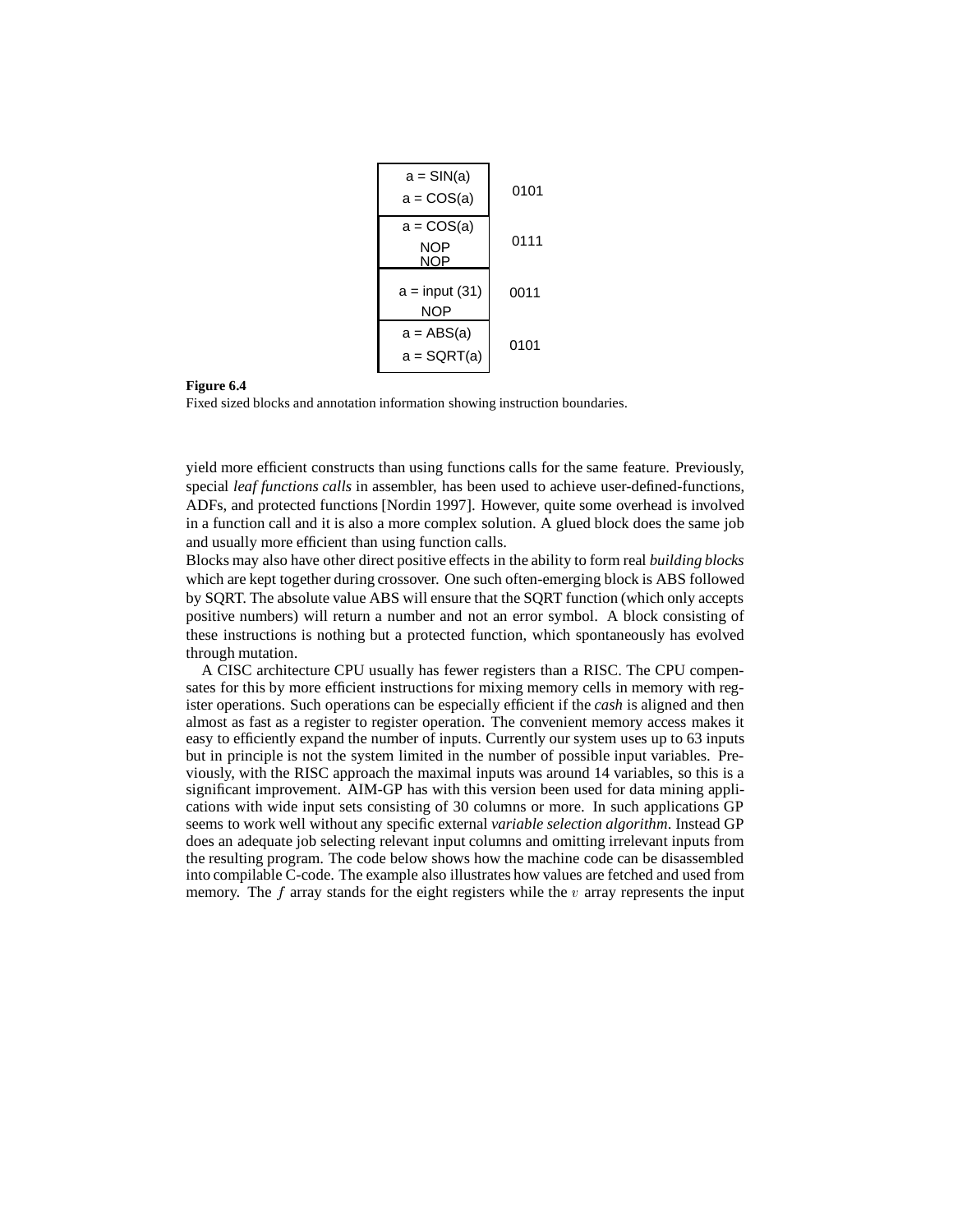| Block | Annotation |
|---|---|
| a = SIN(a)<br>a = COS(a) | 0101 |
| a = COS(a)<br>NOP<br>NOP | 0111 |
| a = input (31)<br>NOP | 0011 |
| a = ABS(a)<br>a = SQRT(a) | 0101 |

**Figure 6.4**
Fixed sized blocks and annotation information showing instruction boundaries.

yield more efficient constructs than using functions calls for the same feature. Previously, special *leaf functions calls* in assembler, has been used to achieve user-defined-functions, ADFs, and protected functions [Nordin 1997]. However, quite some overhead is involved in a function call and it is also a more complex solution. A glued block does the same job and usually more efficient than using function calls.

Blocks may also have other direct positive effects in the ability to form real *building blocks* which are kept together during crossover. One such often-emerging block is ABS followed by SQRT. The absolute value ABS will ensure that the SQRT function (which only accepts positive numbers) will return a number and not an error symbol. A block consisting of these instructions is nothing but a protected function, which spontaneously has evolved through mutation.

A CISC architecture CPU usually has fewer registers than a RISC. The CPU compensates for this by more efficient instructions for mixing memory cells in memory with register operations. Such operations can be especially efficient if the *cash* is aligned and then almost as fast as a register to register operation. The convenient memory access makes it easy to efficiently expand the number of inputs. Currently our system uses up to 63 inputs but in principle is not the system limited in the number of possible input variables. Previously, with the RISC approach the maximal inputs was around 14 variables, so this is a significant improvement. AIM-GP has with this version been used for data mining applications with wide input sets consisting of 30 columns or more. In such applications GP seems to work well without any specific external *variable selection algorithm*. Instead GP does an adequate job selecting relevant input columns and omitting irrelevant inputs from the resulting program. The code below shows how the machine code can be disassembled into compilable C-code. The example also illustrates how values are fetched and used from memory. The $f$ array stands for the eight registers while the $v$ array represents the input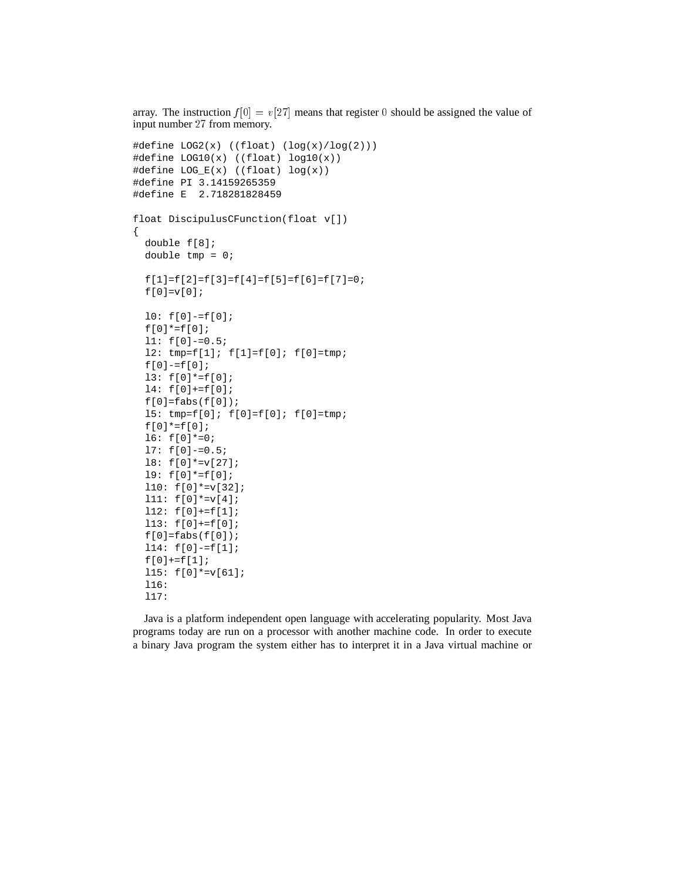array. The instruction $f[0] = v[27]$ means that register $0$ should be assigned the value of input number $27$ from memory.

```
#define LOG2(x) ((float) (log(x)/log(2)))
#define LOG10(x) ((float) log10(x))
#define LOG_E(x) ((float) log(x))
#define PI 3.14159265359
#define E  2.718281828459

float DiscipulusCFunction(float v[])
{
  double f[8];
  double tmp = 0;

  f[1]=f[2]=f[3]=f[4]=f[5]=f[6]=f[7]=0;
  f[0]=v[0];

  l0: f[0]-=f[0];
  f[0]*=f[0];
  l1: f[0]-=0.5;
  l2: tmp=f[1]; f[1]=f[0]; f[0]=tmp;
  f[0]-=f[0];
  l3: f[0]*=f[0];
  l4: f[0]+=f[0];
  f[0]=fabs(f[0]);
  l5: tmp=f[0]; f[0]=f[0]; f[0]=tmp;
  f[0]*=f[0];
  l6: f[0]*=0;
  l7: f[0]-=0.5;
  l8: f[0]*=v[27];
  l9: f[0]*=f[0];
  l10: f[0]*=v[32];
  l11: f[0]*=v[4];
  l12: f[0]+=f[1];
  l13: f[0]+=f[0];
  f[0]=fabs(f[0]);
  l14: f[0]-=f[1];
  f[0]+=f[1];
  l15: f[0]*=v[61];
  l16:
  l17:
```

Java is a platform independent open language with accelerating popularity. Most Java programs today are run on a processor with another machine code. In order to execute a binary Java program the system either has to interpret it in a Java virtual machine or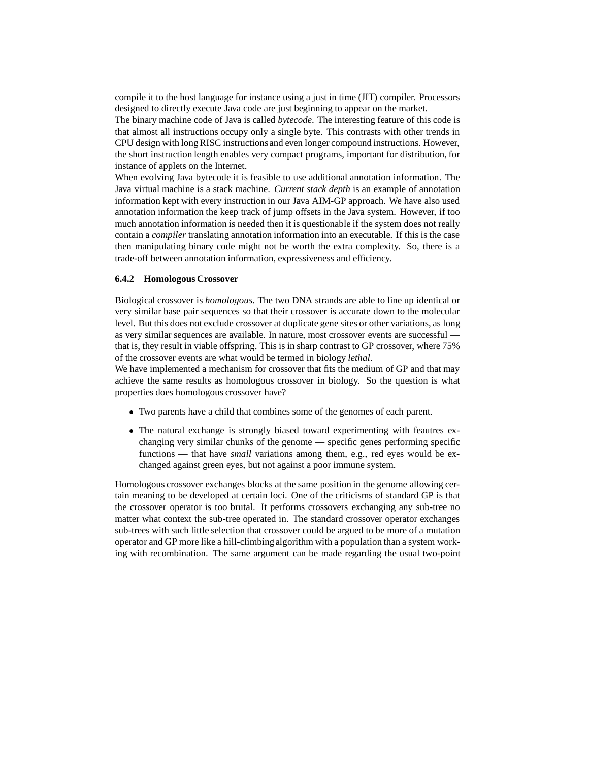compile it to the host language for instance using a just in time (JIT) compiler. Processors designed to directly execute Java code are just beginning to appear on the market.
The binary machine code of Java is called *bytecode*. The interesting feature of this code is that almost all instructions occupy only a single byte. This contrasts with other trends in CPU design with long RISC instructions and even longer compound instructions. However, the short instruction length enables very compact programs, important for distribution, for instance of applets on the Internet.
When evolving Java bytecode it is feasible to use additional annotation information. The Java virtual machine is a stack machine. *Current stack depth* is an example of annotation information kept with every instruction in our Java AIM-GP approach. We have also used annotation information the keep track of jump offsets in the Java system. However, if too much annotation information is needed then it is questionable if the system does not really contain a *compiler* translating annotation information into an executable. If this is the case then manipulating binary code might not be worth the extra complexity. So, there is a trade-off between annotation information, expressiveness and efficiency.

### 6.4.2 Homologous Crossover

Biological crossover is *homologous*. The two DNA strands are able to line up identical or very similar base pair sequences so that their crossover is accurate down to the molecular level. But this does not exclude crossover at duplicate gene sites or other variations, as long as very similar sequences are available. In nature, most crossover events are successful — that is, they result in viable offspring. This is in sharp contrast to GP crossover, where 75% of the crossover events are what would be termed in biology *lethal*.
We have implemented a mechanism for crossover that fits the medium of GP and that may achieve the same results as homologous crossover in biology. So the question is what properties does homologous crossover have?

- Two parents have a child that combines some of the genomes of each parent.
- The natural exchange is strongly biased toward experimenting with feautres exchanging very similar chunks of the genome — specific genes performing specific functions — that have *small* variations among them, e.g., red eyes would be exchanged against green eyes, but not against a poor immune system.

Homologous crossover exchanges blocks at the same position in the genome allowing certain meaning to be developed at certain loci. One of the criticisms of standard GP is that the crossover operator is too brutal. It performs crossovers exchanging any sub-tree no matter what context the sub-tree operated in. The standard crossover operator exchanges sub-trees with such little selection that crossover could be argued to be more of a mutation operator and GP more like a hill-climbing algorithm with a population than a system working with recombination. The same argument can be made regarding the usual two-point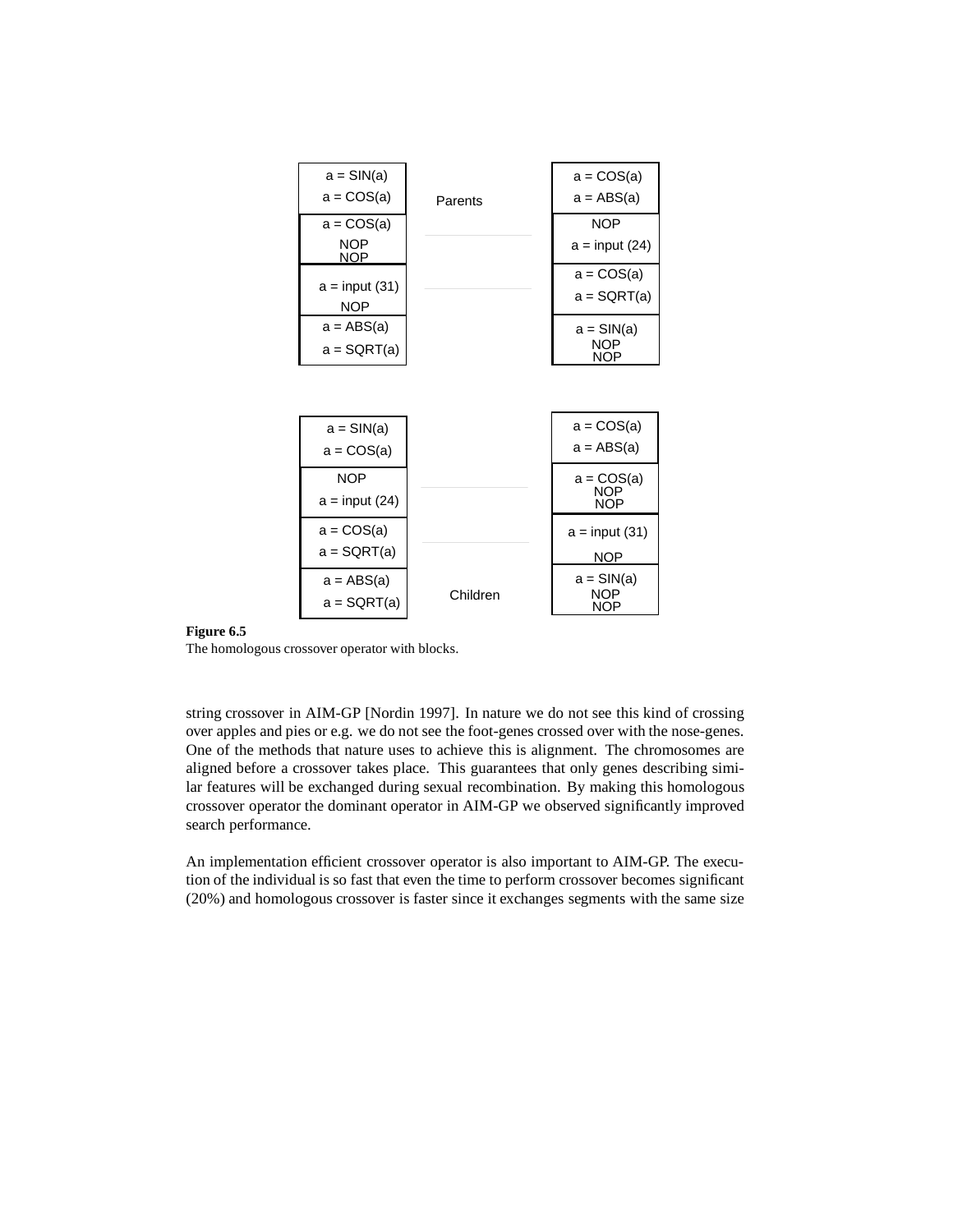| Parent 1 | Parent 2 |
|---|---|
| a = SIN(a)<br>a = COS(a) | a = COS(a)<br>a = ABS(a) |
| a = COS(a)<br>NOP<br>NOP | NOP<br>a = input (24) |
| a = input (31)<br>NOP | a = COS(a)<br>a = SQRT(a) |
| a = ABS(a)<br>a = SQRT(a) | a = SIN(a)<br>NOP<br>NOP |

Parents

| Child 1 | Child 2 |
|---|---|
| a = SIN(a)<br>a = COS(a) | a = COS(a)<br>a = ABS(a) |
| NOP<br>a = input (24) | a = COS(a)<br>NOP<br>NOP |
| a = COS(a)<br>a = SQRT(a) | a = input (31)<br>NOP |
| a = ABS(a)<br>a = SQRT(a) | a = SIN(a)<br>NOP<br>NOP |

Children

**Figure 6.5**
The homologous crossover operator with blocks.

string crossover in AIM-GP [Nordin 1997]. In nature we do not see this kind of crossing over apples and pies or e.g. we do not see the foot-genes crossed over with the nose-genes. One of the methods that nature uses to achieve this is alignment. The chromosomes are aligned before a crossover takes place. This guarantees that only genes describing similar features will be exchanged during sexual recombination. By making this homologous crossover operator the dominant operator in AIM-GP we observed significantly improved search performance.

An implementation efficient crossover operator is also important to AIM-GP. The execution of the individual is so fast that even the time to perform crossover becomes significant (20%) and homologous crossover is faster since it exchanges segments with the same size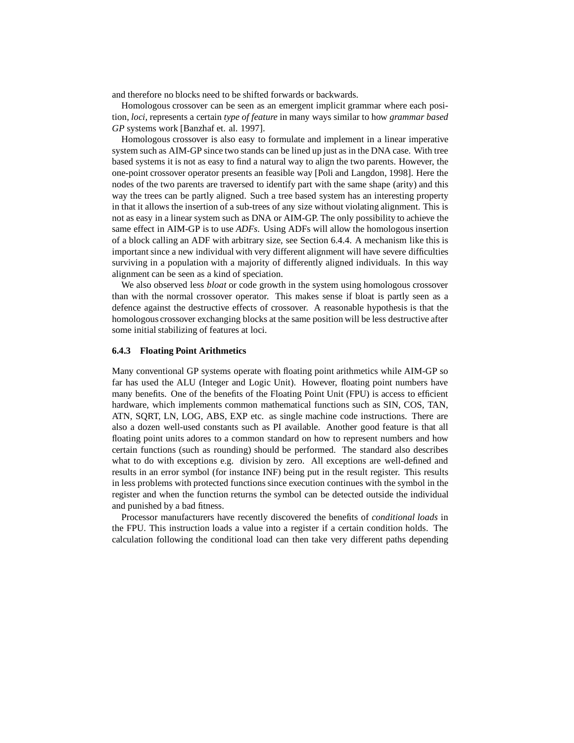and therefore no blocks need to be shifted forwards or backwards.

Homologous crossover can be seen as an emergent implicit grammar where each position, *loci*, represents a certain *type of feature* in many ways similar to how *grammar based GP* systems work [Banzhaf et. al. 1997].

Homologous crossover is also easy to formulate and implement in a linear imperative system such as AIM-GP since two stands can be lined up just as in the DNA case. With tree based systems it is not as easy to find a natural way to align the two parents. However, the one-point crossover operator presents an feasible way [Poli and Langdon, 1998]. Here the nodes of the two parents are traversed to identify part with the same shape (arity) and this way the trees can be partly aligned. Such a tree based system has an interesting property in that it allows the insertion of a sub-trees of any size without violating alignment. This is not as easy in a linear system such as DNA or AIM-GP. The only possibility to achieve the same effect in AIM-GP is to use *ADFs*. Using ADFs will allow the homologous insertion of a block calling an ADF with arbitrary size, see Section 6.4.4. A mechanism like this is important since a new individual with very different alignment will have severe difficulties surviving in a population with a majority of differently aligned individuals. In this way alignment can be seen as a kind of speciation.

We also observed less *bloat* or code growth in the system using homologous crossover than with the normal crossover operator. This makes sense if bloat is partly seen as a defence against the destructive effects of crossover. A reasonable hypothesis is that the homologous crossover exchanging blocks at the same position will be less destructive after some initial stabilizing of features at loci.

### 6.4.3 Floating Point Arithmetics

Many conventional GP systems operate with floating point arithmetics while AIM-GP so far has used the ALU (Integer and Logic Unit). However, floating point numbers have many benefits. One of the benefits of the Floating Point Unit (FPU) is access to efficient hardware, which implements common mathematical functions such as SIN, COS, TAN, ATN, SQRT, LN, LOG, ABS, EXP etc. as single machine code instructions. There are also a dozen well-used constants such as PI available. Another good feature is that all floating point units adores to a common standard on how to represent numbers and how certain functions (such as rounding) should be performed. The standard also describes what to do with exceptions e.g. division by zero. All exceptions are well-defined and results in an error symbol (for instance INF) being put in the result register. This results in less problems with protected functions since execution continues with the symbol in the register and when the function returns the symbol can be detected outside the individual and punished by a bad fitness.

Processor manufacturers have recently discovered the benefits of *conditional loads* in the FPU. This instruction loads a value into a register if a certain condition holds. The calculation following the conditional load can then take very different paths depending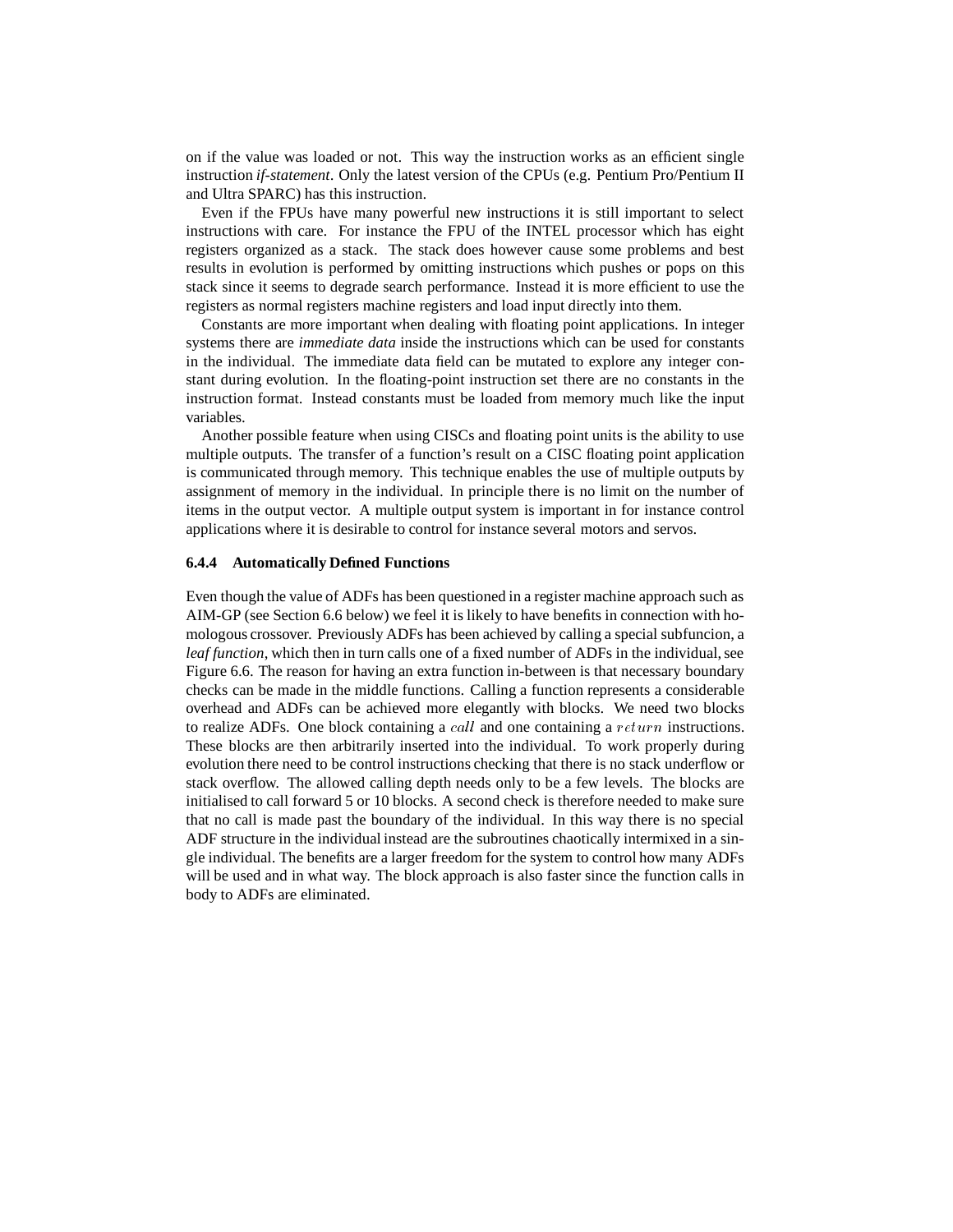on if the value was loaded or not. This way the instruction works as an efficient single instruction *if-statement*. Only the latest version of the CPUs (e.g. Pentium Pro/Pentium II and Ultra SPARC) has this instruction.

Even if the FPUs have many powerful new instructions it is still important to select instructions with care. For instance the FPU of the INTEL processor which has eight registers organized as a stack. The stack does however cause some problems and best results in evolution is performed by omitting instructions which pushes or pops on this stack since it seems to degrade search performance. Instead it is more efficient to use the registers as normal registers machine registers and load input directly into them.

Constants are more important when dealing with floating point applications. In integer systems there are *immediate data* inside the instructions which can be used for constants in the individual. The immediate data field can be mutated to explore any integer constant during evolution. In the floating-point instruction set there are no constants in the instruction format. Instead constants must be loaded from memory much like the input variables.

Another possible feature when using CISCs and floating point units is the ability to use multiple outputs. The transfer of a function's result on a CISC floating point application is communicated through memory. This technique enables the use of multiple outputs by assignment of memory in the individual. In principle there is no limit on the number of items in the output vector. A multiple output system is important in for instance control applications where it is desirable to control for instance several motors and servos.

### 6.4.4 Automatically Defined Functions

Even though the value of ADFs has been questioned in a register machine approach such as AIM-GP (see Section 6.6 below) we feel it is likely to have benefits in connection with homologous crossover. Previously ADFs has been achieved by calling a special subfuncion, a *leaf function*, which then in turn calls one of a fixed number of ADFs in the individual, see Figure 6.6. The reason for having an extra function in-between is that necessary boundary checks can be made in the middle functions. Calling a function represents a considerable overhead and ADFs can be achieved more elegantly with blocks. We need two blocks to realize ADFs. One block containing a $call$ and one containing a $return$ instructions. These blocks are then arbitrarily inserted into the individual. To work properly during evolution there need to be control instructions checking that there is no stack underflow or stack overflow. The allowed calling depth needs only to be a few levels. The blocks are initialised to call forward 5 or 10 blocks. A second check is therefore needed to make sure that no call is made past the boundary of the individual. In this way there is no special ADF structure in the individual instead are the subroutines chaotically intermixed in a single individual. The benefits are a larger freedom for the system to control how many ADFs will be used and in what way. The block approach is also faster since the function calls in body to ADFs are eliminated.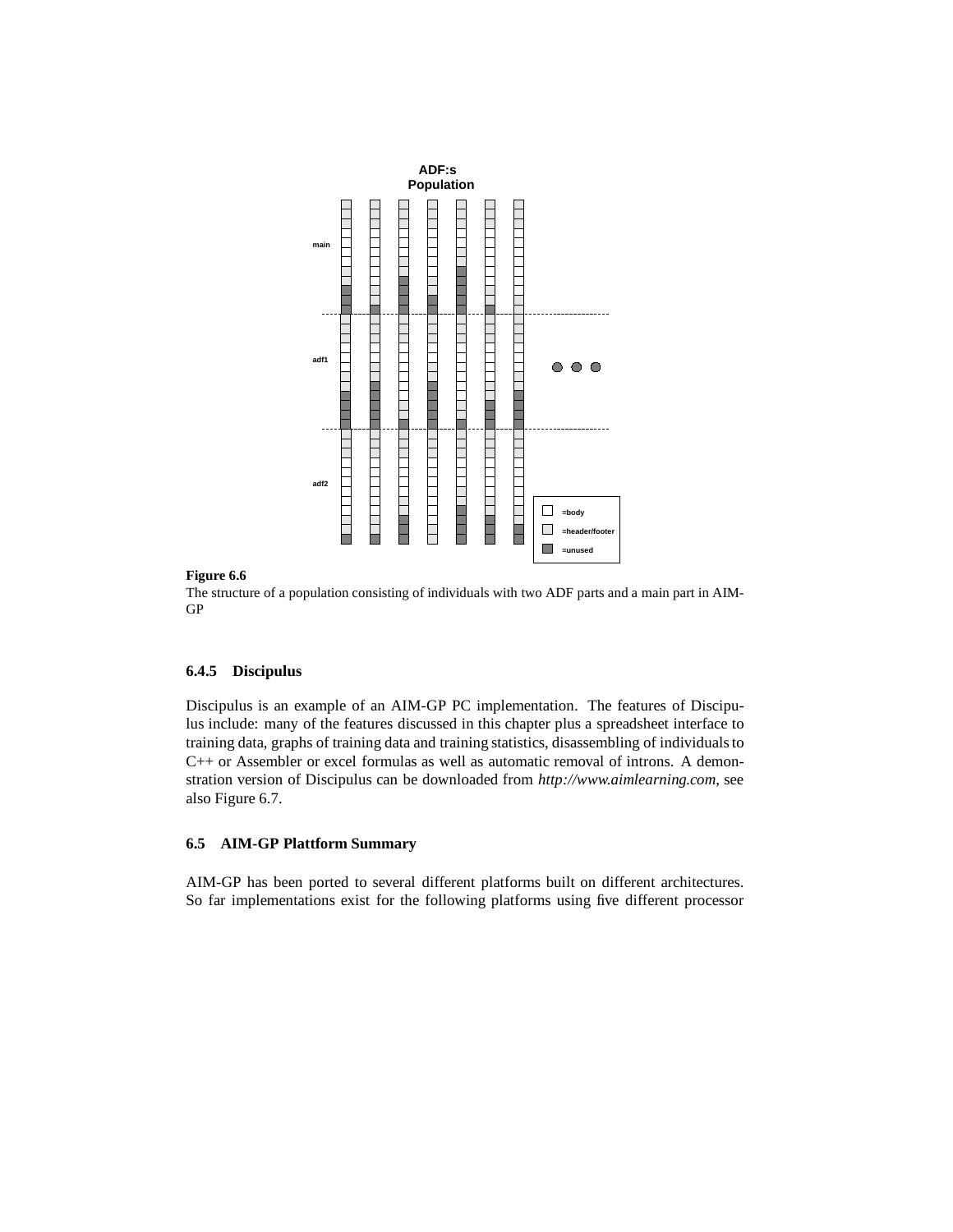**Figure 6.6**
The structure of a population consisting of individuals with two ADF parts and a main part in AIM-GP

### 6.4.5 Discipulus

Discipulus is an example of an AIM-GP PC implementation. The features of Discipulus include: many of the features discussed in this chapter plus a spreadsheet interface to training data, graphs of training data and training statistics, disassembling of individuals to C++ or Assembler or excel formulas as well as automatic removal of introns. A demonstration version of Discipulus can be downloaded from *http://www.aimlearning.com*, see also Figure 6.7.

## 6.5 AIM-GP Plattform Summary

AIM-GP has been ported to several different platforms built on different architectures. So far implementations exist for the following platforms using five different processor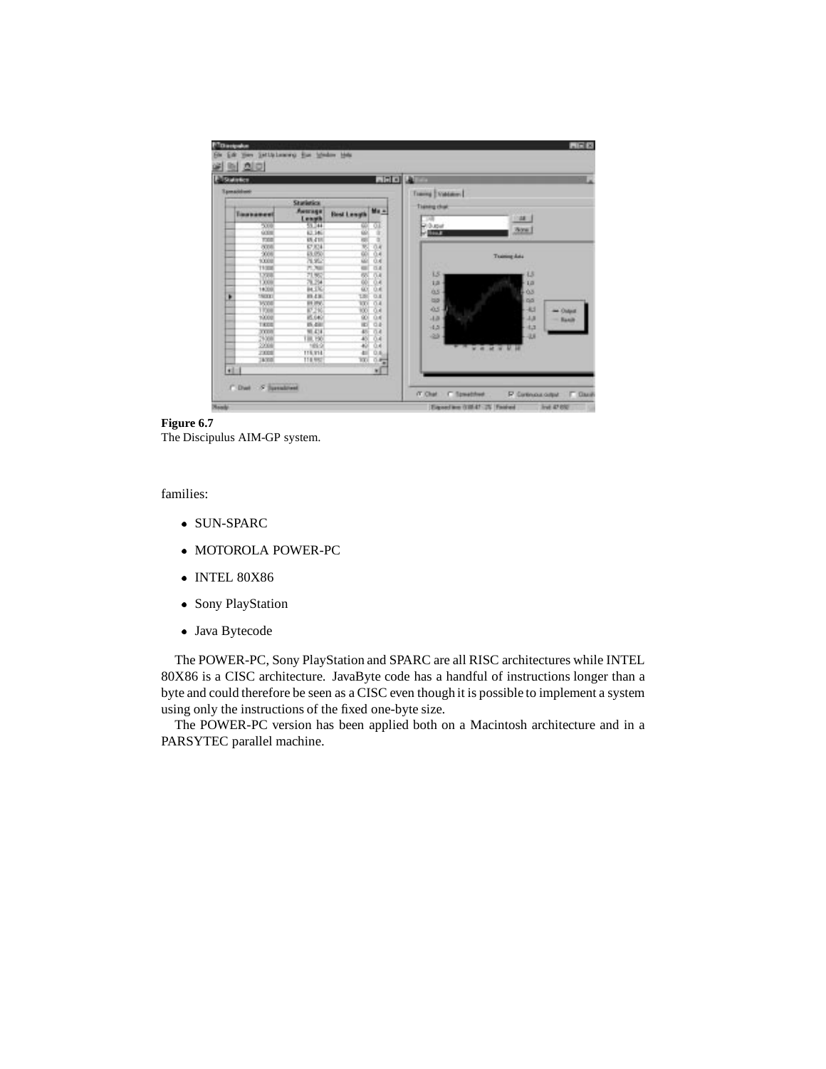**Figure 6.7**
The Discipulus AIM-GP system.

families:

- SUN-SPARC
- MOTOROLA POWER-PC
- INTEL 80X86
- Sony PlayStation
- Java Bytecode

The POWER-PC, Sony PlayStation and SPARC are all RISC architectures while INTEL 80X86 is a CISC architecture. JavaByte code has a handful of instructions longer than a byte and could therefore be seen as a CISC even though it is possible to implement a system using only the instructions of the fixed one-byte size.

The POWER-PC version has been applied both on a Macintosh architecture and in a PARSYTEC parallel machine.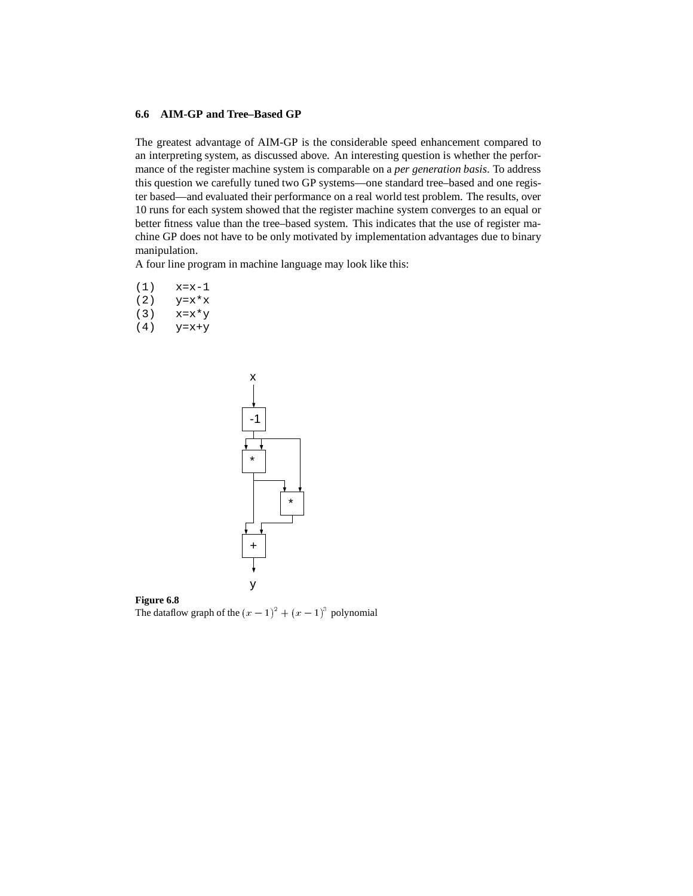### 6.6 AIM-GP and Tree–Based GP

The greatest advantage of AIM-GP is the considerable speed enhancement compared to an interpreting system, as discussed above. An interesting question is whether the performance of the register machine system is comparable on a *per generation basis*. To address this question we carefully tuned two GP systems—one standard tree–based and one register based—and evaluated their performance on a real world test problem. The results, over 10 runs for each system showed that the register machine system converges to an equal or better fitness value than the tree–based system. This indicates that the use of register machine GP does not have to be only motivated by implementation advantages due to binary manipulation.

A four line program in machine language may look like this:

```
(1)   x=x-1
(2)   y=x*x
(3)   x=x*y
(4)   y=x+y
```

**Figure 6.8**
The dataflow graph of the $(x-1)^2 + (x-1)^3$ polynomial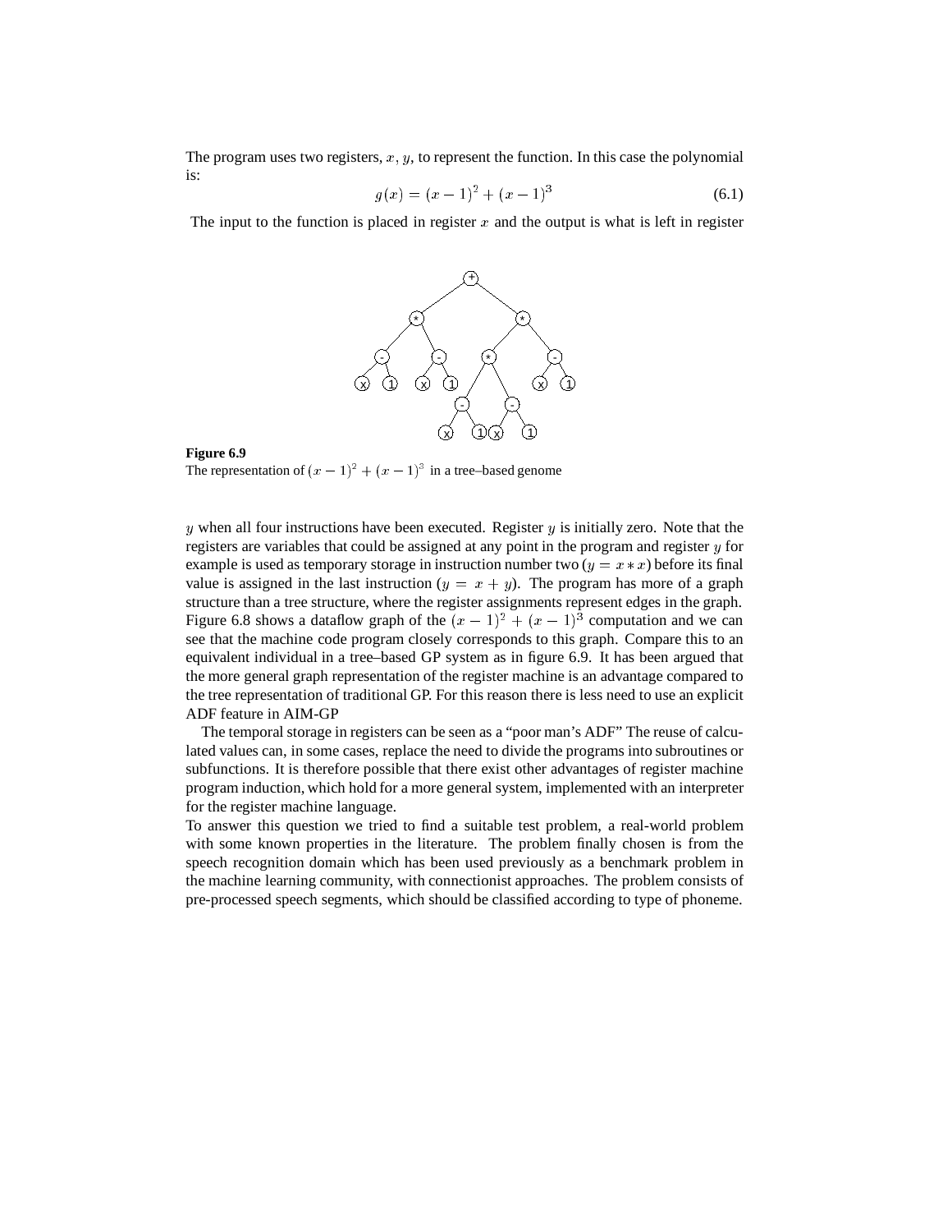The program uses two registers, $x, y$, to represent the function. In this case the polynomial is:

$$g(x) = (x-1)^2 + (x-1)^3 \tag{6.1}$$

The input to the function is placed in register $x$ and the output is what is left in register

**Figure 6.9**
The representation of $(x-1)^2 + (x-1)^3$ in a tree–based genome

$y$ when all four instructions have been executed. Register $y$ is initially zero. Note that the registers are variables that could be assigned at any point in the program and register $y$ for example is used as temporary storage in instruction number two ($y = x * x$) before its final value is assigned in the last instruction ($y = x + y$). The program has more of a graph structure than a tree structure, where the register assignments represent edges in the graph. Figure 6.8 shows a dataflow graph of the $(x-1)^2 + (x-1)^3$ computation and we can see that the machine code program closely corresponds to this graph. Compare this to an equivalent individual in a tree–based GP system as in figure 6.9. It has been argued that the more general graph representation of the register machine is an advantage compared to the tree representation of traditional GP. For this reason there is less need to use an explicit ADF feature in AIM-GP

The temporal storage in registers can be seen as a "poor man's ADF" The reuse of calculated values can, in some cases, replace the need to divide the programs into subroutines or subfunctions. It is therefore possible that there exist other advantages of register machine program induction, which hold for a more general system, implemented with an interpreter for the register machine language.

To answer this question we tried to find a suitable test problem, a real-world problem with some known properties in the literature. The problem finally chosen is from the speech recognition domain which has been used previously as a benchmark problem in the machine learning community, with connectionist approaches. The problem consists of pre-processed speech segments, which should be classified according to type of phoneme.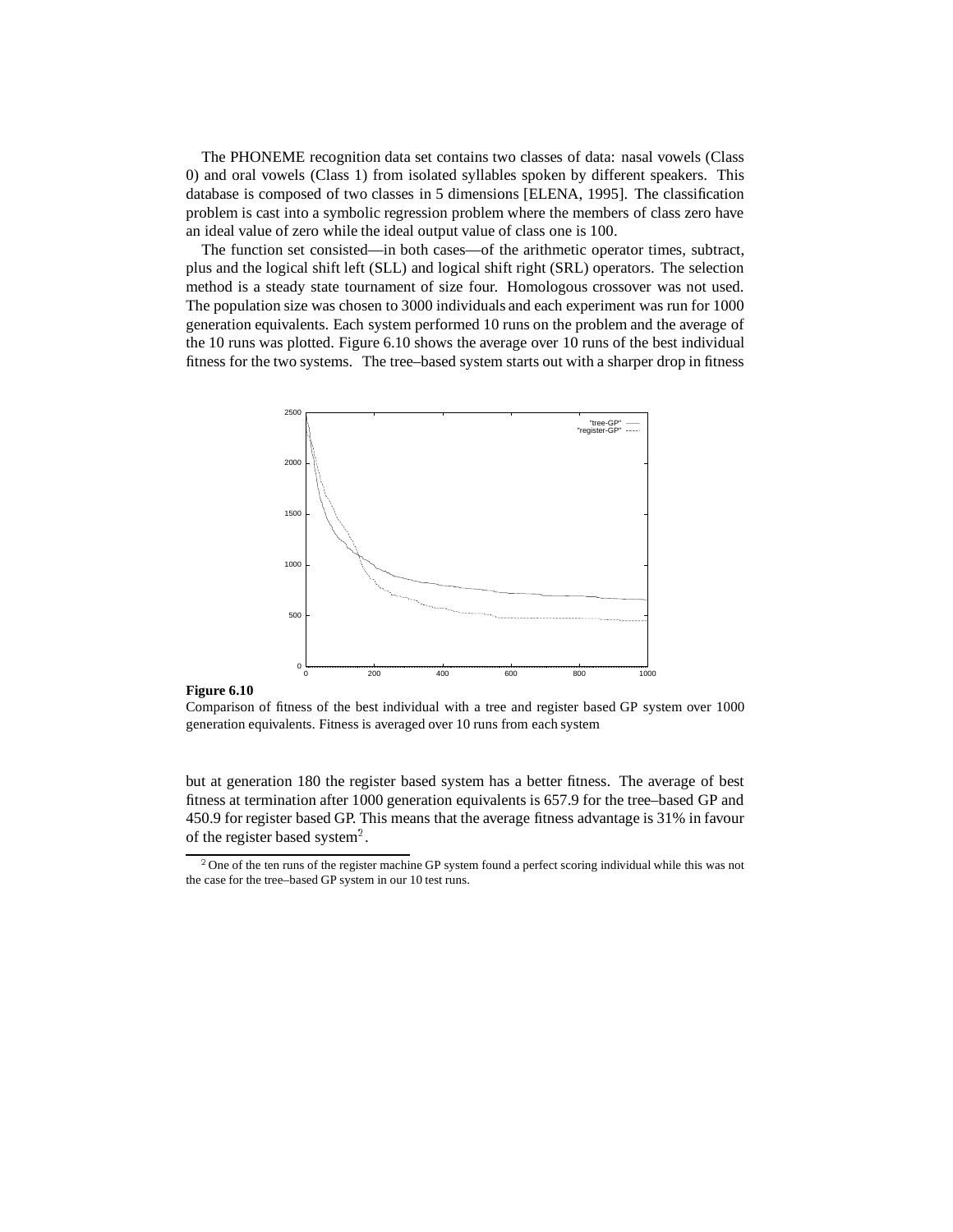The PHONEME recognition data set contains two classes of data: nasal vowels (Class 0) and oral vowels (Class 1) from isolated syllables spoken by different speakers. This database is composed of two classes in 5 dimensions [ELENA, 1995]. The classification problem is cast into a symbolic regression problem where the members of class zero have an ideal value of zero while the ideal output value of class one is 100.

The function set consisted—in both cases—of the arithmetic operator times, subtract, plus and the logical shift left (SLL) and logical shift right (SRL) operators. The selection method is a steady state tournament of size four. Homologous crossover was not used. The population size was chosen to 3000 individuals and each experiment was run for 1000 generation equivalents. Each system performed 10 runs on the problem and the average of the 10 runs was plotted. Figure 6.10 shows the average over 10 runs of the best individual fitness for the two systems. The tree–based system starts out with a sharper drop in fitness

**Figure 6.10**

Comparison of fitness of the best individual with a tree and register based GP system over 1000 generation equivalents. Fitness is averaged over 10 runs from each system

but at generation 180 the register based system has a better fitness. The average of best fitness at termination after 1000 generation equivalents is 657.9 for the tree–based GP and 450.9 for register based GP. This means that the average fitness advantage is 31% in favour of the register based system[2].

[2] One of the ten runs of the register machine GP system found a perfect scoring individual while this was not the case for the tree–based GP system in our 10 test runs.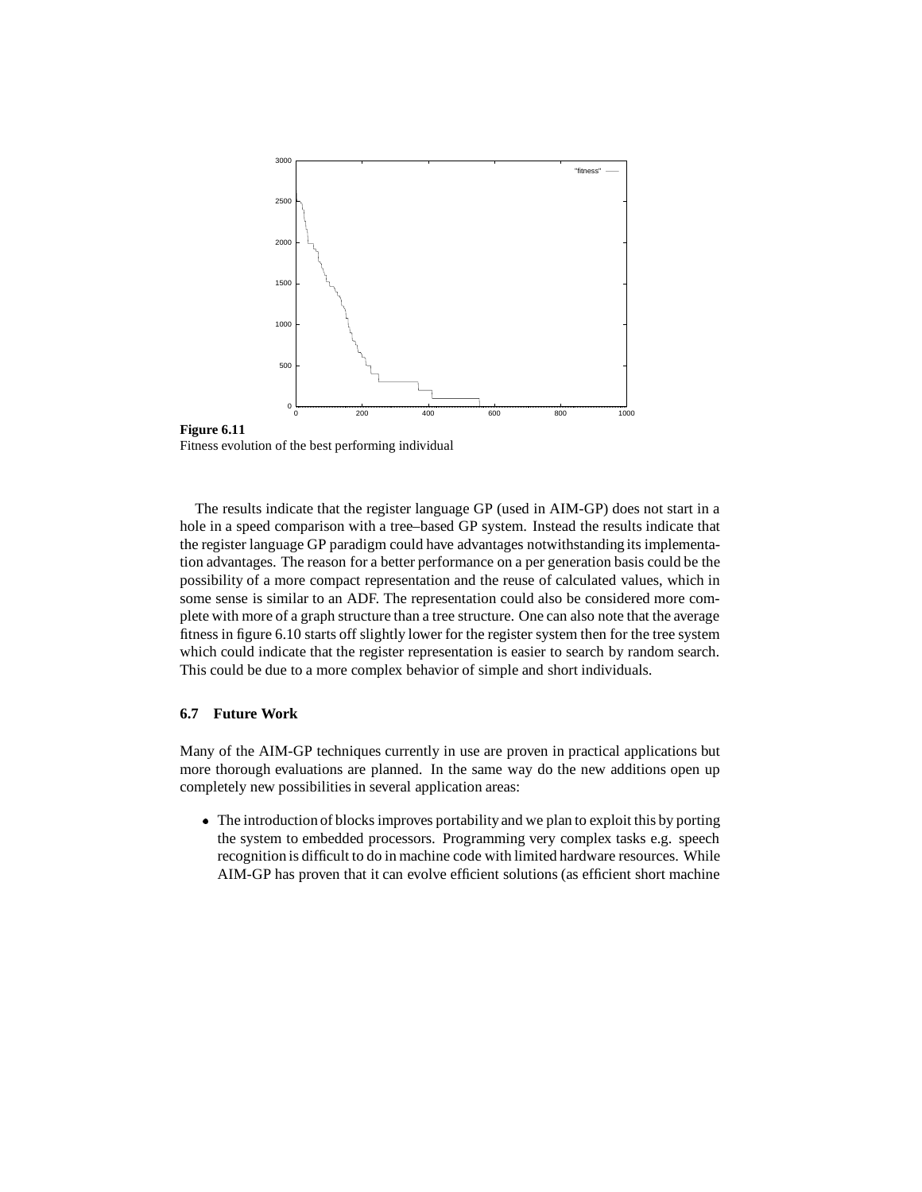**Figure 6.11**
Fitness evolution of the best performing individual

The results indicate that the register language GP (used in AIM-GP) does not start in a hole in a speed comparison with a tree–based GP system. Instead the results indicate that the register language GP paradigm could have advantages notwithstanding its implementation advantages. The reason for a better performance on a per generation basis could be the possibility of a more compact representation and the reuse of calculated values, which in some sense is similar to an ADF. The representation could also be considered more complete with more of a graph structure than a tree structure. One can also note that the average fitness in figure 6.10 starts off slightly lower for the register system then for the tree system which could indicate that the register representation is easier to search by random search. This could be due to a more complex behavior of simple and short individuals.

### 6.7 Future Work

Many of the AIM-GP techniques currently in use are proven in practical applications but more thorough evaluations are planned. In the same way do the new additions open up completely new possibilities in several application areas:

- The introduction of blocks improves portability and we plan to exploit this by porting the system to embedded processors. Programming very complex tasks e.g. speech recognition is difficult to do in machine code with limited hardware resources. While AIM-GP has proven that it can evolve efficient solutions (as efficient short machine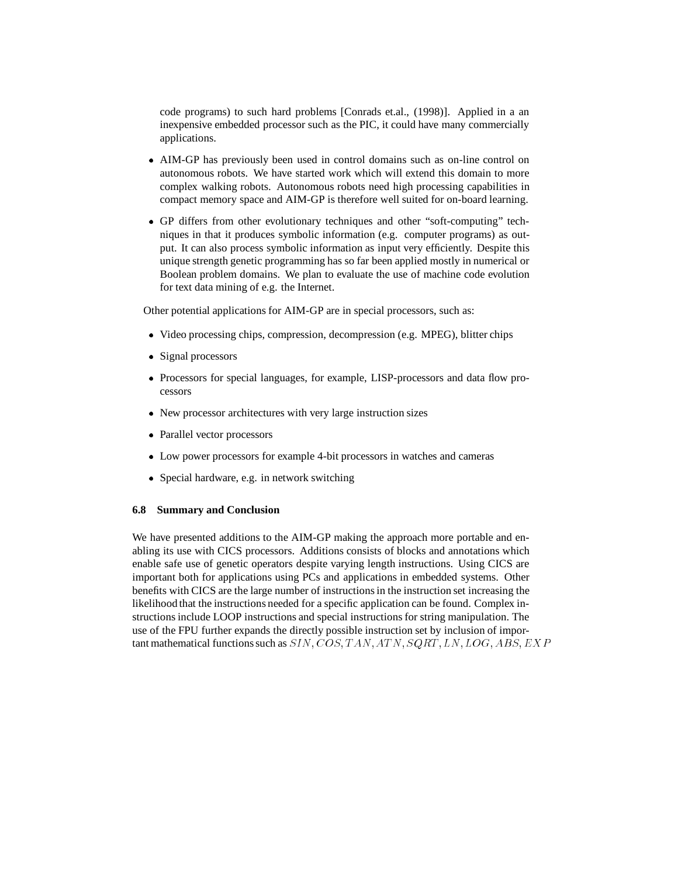code programs) to such hard problems [Conrads et.al., (1998)]. Applied in a an inexpensive embedded processor such as the PIC, it could have many commercially applications.

- AIM-GP has previously been used in control domains such as on-line control on autonomous robots. We have started work which will extend this domain to more complex walking robots. Autonomous robots need high processing capabilities in compact memory space and AIM-GP is therefore well suited for on-board learning.
- GP differs from other evolutionary techniques and other "soft-computing" techniques in that it produces symbolic information (e.g. computer programs) as output. It can also process symbolic information as input very efficiently. Despite this unique strength genetic programming has so far been applied mostly in numerical or Boolean problem domains. We plan to evaluate the use of machine code evolution for text data mining of e.g. the Internet.

Other potential applications for AIM-GP are in special processors, such as:

- Video processing chips, compression, decompression (e.g. MPEG), blitter chips
- Signal processors
- Processors for special languages, for example, LISP-processors and data flow processors
- New processor architectures with very large instruction sizes
- Parallel vector processors
- Low power processors for example 4-bit processors in watches and cameras
- Special hardware, e.g. in network switching

### 6.8 Summary and Conclusion

We have presented additions to the AIM-GP making the approach more portable and enabling its use with CICS processors. Additions consists of blocks and annotations which enable safe use of genetic operators despite varying length instructions. Using CICS are important both for applications using PCs and applications in embedded systems. Other benefits with CICS are the large number of instructions in the instruction set increasing the likelihood that the instructions needed for a specific application can be found. Complex instructions include LOOP instructions and special instructions for string manipulation. The use of the FPU further expands the directly possible instruction set by inclusion of important mathematical functions such as $SIN, COS, TAN, ATN, SQRT, LN, LOG, ABS, EXP$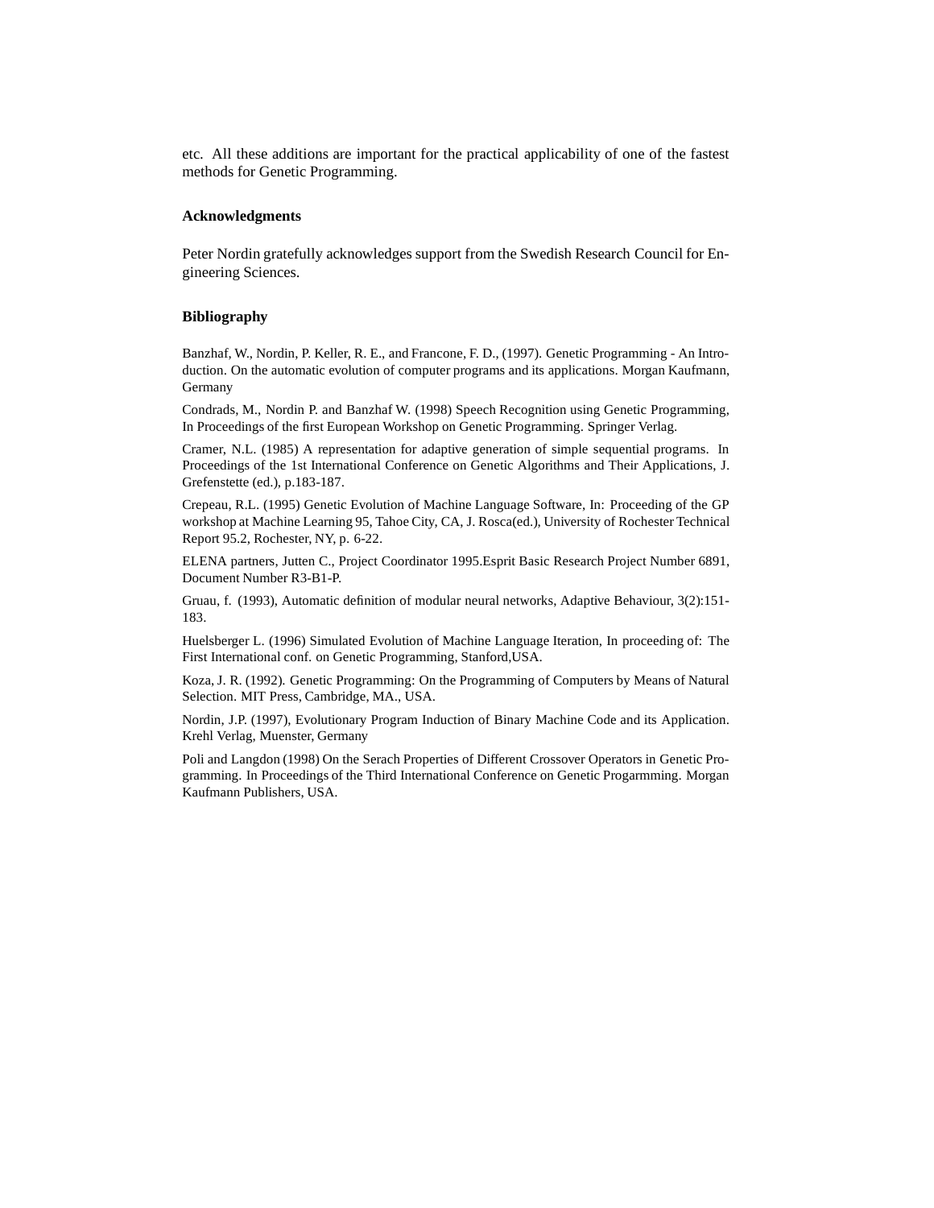etc. All these additions are important for the practical applicability of one of the fastest methods for Genetic Programming.

### Acknowledgments

Peter Nordin gratefully acknowledges support from the Swedish Research Council for Engineering Sciences.

### Bibliography

Banzhaf, W., Nordin, P. Keller, R. E., and Francone, F. D., (1997). Genetic Programming - An Introduction. On the automatic evolution of computer programs and its applications. Morgan Kaufmann, Germany

Condrads, M., Nordin P. and Banzhaf W. (1998) Speech Recognition using Genetic Programming, In Proceedings of the first European Workshop on Genetic Programming. Springer Verlag.

Cramer, N.L. (1985) A representation for adaptive generation of simple sequential programs. In Proceedings of the 1st International Conference on Genetic Algorithms and Their Applications, J. Grefenstette (ed.), p.183-187.

Crepeau, R.L. (1995) Genetic Evolution of Machine Language Software, In: Proceeding of the GP workshop at Machine Learning 95, Tahoe City, CA, J. Rosca(ed.), University of Rochester Technical Report 95.2, Rochester, NY, p. 6-22.

ELENA partners, Jutten C., Project Coordinator 1995.Esprit Basic Research Project Number 6891, Document Number R3-B1-P.

Gruau, f. (1993), Automatic definition of modular neural networks, Adaptive Behaviour, 3(2):151-183.

Huelsberger L. (1996) Simulated Evolution of Machine Language Iteration, In proceeding of: The First International conf. on Genetic Programming, Stanford,USA.

Koza, J. R. (1992). Genetic Programming: On the Programming of Computers by Means of Natural Selection. MIT Press, Cambridge, MA., USA.

Nordin, J.P. (1997), Evolutionary Program Induction of Binary Machine Code and its Application. Krehl Verlag, Muenster, Germany

Poli and Langdon (1998) On the Serach Properties of Different Crossover Operators in Genetic Programming. In Proceedings of the Third International Conference on Genetic Progarmming. Morgan Kaufmann Publishers, USA.